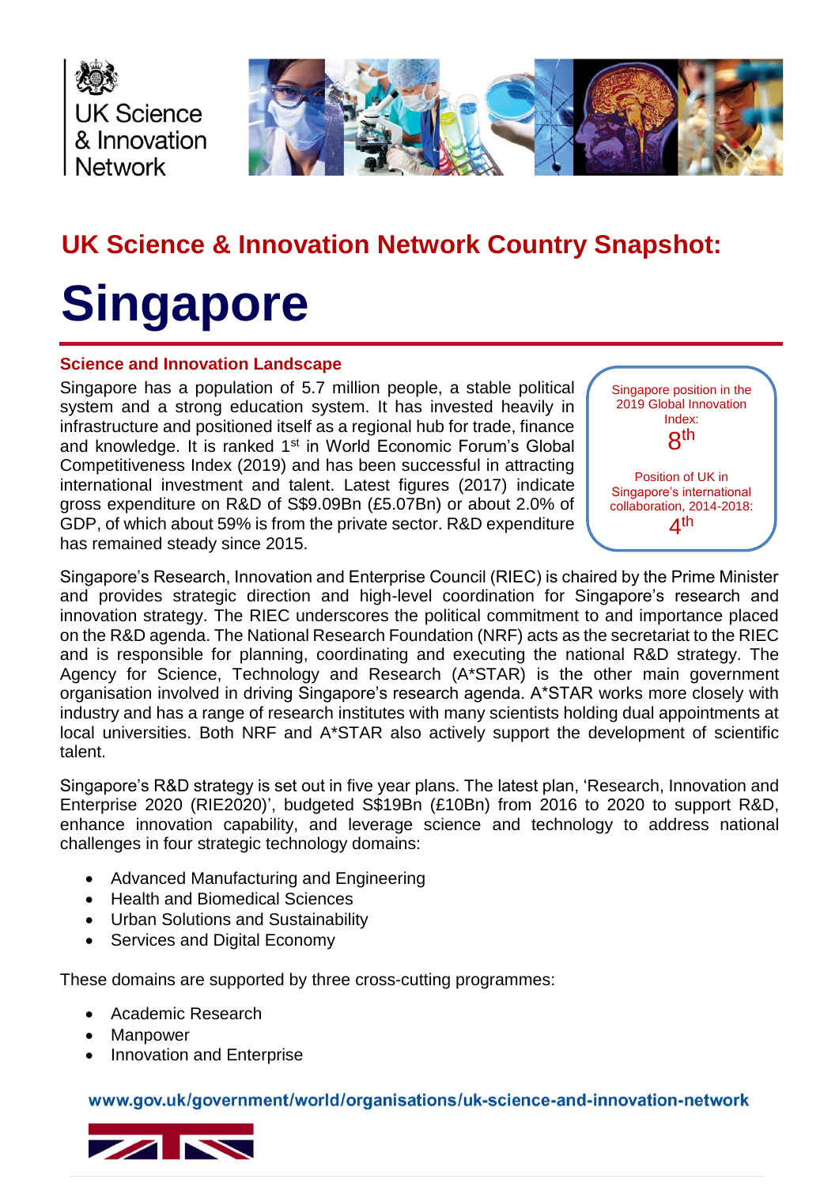UK Science & Innovation Network

## UK Science & Innovation Network Country Snapshot:

# Singapore

### Science and Innovation Landscape

Singapore has a population of 5.7 million people, a stable political system and a strong education system. It has invested heavily in infrastructure and positioned itself as a regional hub for trade, finance and knowledge. It is ranked 1st in World Economic Forum's Global Competitiveness Index (2019) and has been successful in attracting international investment and talent. Latest figures (2017) indicate gross expenditure on R&D of S$9.09Bn (£5.07Bn) or about 2.0% of GDP, of which about 59% is from the private sector. R&D expenditure has remained steady since 2015.

Singapore position in the 2019 Global Innovation Index:
**8th**

Position of UK in Singapore's international collaboration, 2014-2018:
**4th**

Singapore's Research, Innovation and Enterprise Council (RIEC) is chaired by the Prime Minister and provides strategic direction and high-level coordination for Singapore's research and innovation strategy. The RIEC underscores the political commitment to and importance placed on the R&D agenda. The National Research Foundation (NRF) acts as the secretariat to the RIEC and is responsible for planning, coordinating and executing the national R&D strategy. The Agency for Science, Technology and Research (A*STAR) is the other main government organisation involved in driving Singapore's research agenda. A*STAR works more closely with industry and has a range of research institutes with many scientists holding dual appointments at local universities. Both NRF and A*STAR also actively support the development of scientific talent.

Singapore's R&D strategy is set out in five year plans. The latest plan, 'Research, Innovation and Enterprise 2020 (RIE2020)', budgeted S$19Bn (£10Bn) from 2016 to 2020 to support R&D, enhance innovation capability, and leverage science and technology to address national challenges in four strategic technology domains:

- Advanced Manufacturing and Engineering
- Health and Biomedical Sciences
- Urban Solutions and Sustainability
- Services and Digital Economy

These domains are supported by three cross-cutting programmes:

- Academic Research
- Manpower
- Innovation and Enterprise

www.gov.uk/government/world/organisations/uk-science-and-innovation-network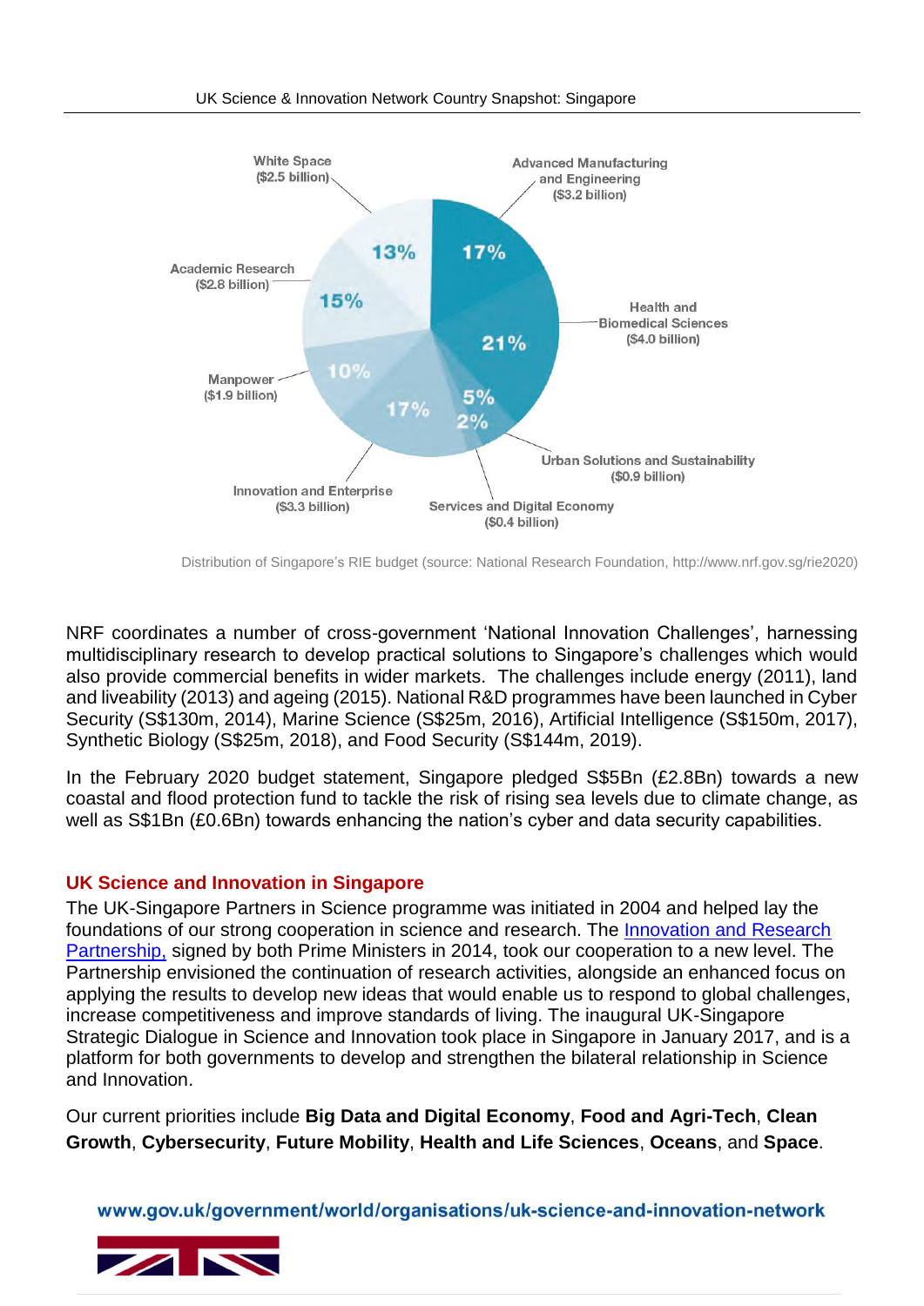| Area | Budget | Share |
|---|---|---|
| Advanced Manufacturing and Engineering | $3.2 billion | 17% |
| Health and Biomedical Sciences | $4.0 billion | 21% |
| Urban Solutions and Sustainability | $0.9 billion | 5% |
| Services and Digital Economy | $0.4 billion | 2% |
| Innovation and Enterprise | $3.3 billion | 17% |
| Manpower | $1.9 billion | 10% |
| Academic Research | $2.8 billion | 15% |
| White Space | $2.5 billion | 13% |

Distribution of Singapore's RIE budget (source: National Research Foundation, http://www.nrf.gov.sg/rie2020)

NRF coordinates a number of cross-government 'National Innovation Challenges', harnessing multidisciplinary research to develop practical solutions to Singapore's challenges which would also provide commercial benefits in wider markets. The challenges include energy (2011), land and liveability (2013) and ageing (2015). National R&D programmes have been launched in Cyber Security (S$130m, 2014), Marine Science (S$25m, 2016), Artificial Intelligence (S$150m, 2017), Synthetic Biology (S$25m, 2018), and Food Security (S$144m, 2019).

In the February 2020 budget statement, Singapore pledged S$5Bn (£2.8Bn) towards a new coastal and flood protection fund to tackle the risk of rising sea levels due to climate change, as well as S$1Bn (£0.6Bn) towards enhancing the nation's cyber and data security capabilities.

## UK Science and Innovation in Singapore

The UK-Singapore Partners in Science programme was initiated in 2004 and helped lay the foundations of our strong cooperation in science and research. The Innovation and Research Partnership, signed by both Prime Ministers in 2014, took our cooperation to a new level. The Partnership envisioned the continuation of research activities, alongside an enhanced focus on applying the results to develop new ideas that would enable us to respond to global challenges, increase competitiveness and improve standards of living. The inaugural UK-Singapore Strategic Dialogue in Science and Innovation took place in Singapore in January 2017, and is a platform for both governments to develop and strengthen the bilateral relationship in Science and Innovation.

Our current priorities include **Big Data and Digital Economy**, **Food and Agri-Tech**, **Clean Growth**, **Cybersecurity**, **Future Mobility**, **Health and Life Sciences**, **Oceans**, and **Space**.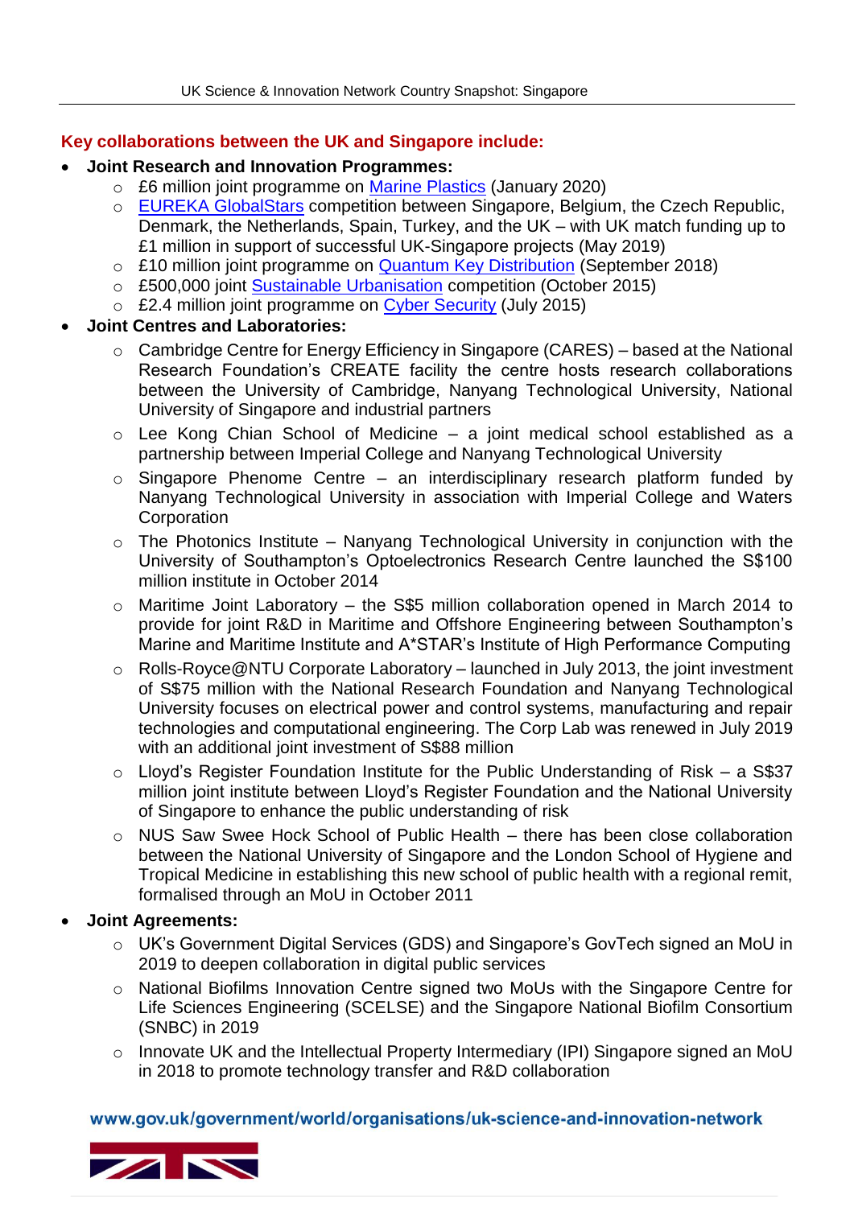## Key collaborations between the UK and Singapore include:

- **Joint Research and Innovation Programmes:**
    - £6 million joint programme on Marine Plastics (January 2020)
    - EUREKA GlobalStars competition between Singapore, Belgium, the Czech Republic, Denmark, the Netherlands, Spain, Turkey, and the UK – with UK match funding up to £1 million in support of successful UK-Singapore projects (May 2019)
    - £10 million joint programme on Quantum Key Distribution (September 2018)
    - £500,000 joint Sustainable Urbanisation competition (October 2015)
    - £2.4 million joint programme on Cyber Security (July 2015)
- **Joint Centres and Laboratories:**
    - Cambridge Centre for Energy Efficiency in Singapore (CARES) – based at the National Research Foundation's CREATE facility the centre hosts research collaborations between the University of Cambridge, Nanyang Technological University, National University of Singapore and industrial partners
    - Lee Kong Chian School of Medicine – a joint medical school established as a partnership between Imperial College and Nanyang Technological University
    - Singapore Phenome Centre – an interdisciplinary research platform funded by Nanyang Technological University in association with Imperial College and Waters Corporation
    - The Photonics Institute – Nanyang Technological University in conjunction with the University of Southampton's Optoelectronics Research Centre launched the S$100 million institute in October 2014
    - Maritime Joint Laboratory – the S$5 million collaboration opened in March 2014 to provide for joint R&D in Maritime and Offshore Engineering between Southampton's Marine and Maritime Institute and A*STAR's Institute of High Performance Computing
    - Rolls-Royce@NTU Corporate Laboratory – launched in July 2013, the joint investment of S$75 million with the National Research Foundation and Nanyang Technological University focuses on electrical power and control systems, manufacturing and repair technologies and computational engineering. The Corp Lab was renewed in July 2019 with an additional joint investment of S$88 million
    - Lloyd's Register Foundation Institute for the Public Understanding of Risk – a S$37 million joint institute between Lloyd's Register Foundation and the National University of Singapore to enhance the public understanding of risk
    - NUS Saw Swee Hock School of Public Health – there has been close collaboration between the National University of Singapore and the London School of Hygiene and Tropical Medicine in establishing this new school of public health with a regional remit, formalised through an MoU in October 2011
- **Joint Agreements:**
    - UK's Government Digital Services (GDS) and Singapore's GovTech signed an MoU in 2019 to deepen collaboration in digital public services
    - National Biofilms Innovation Centre signed two MoUs with the Singapore Centre for Life Sciences Engineering (SCELSE) and the Singapore National Biofilm Consortium (SNBC) in 2019
    - Innovate UK and the Intellectual Property Intermediary (IPI) Singapore signed an MoU in 2018 to promote technology transfer and R&D collaboration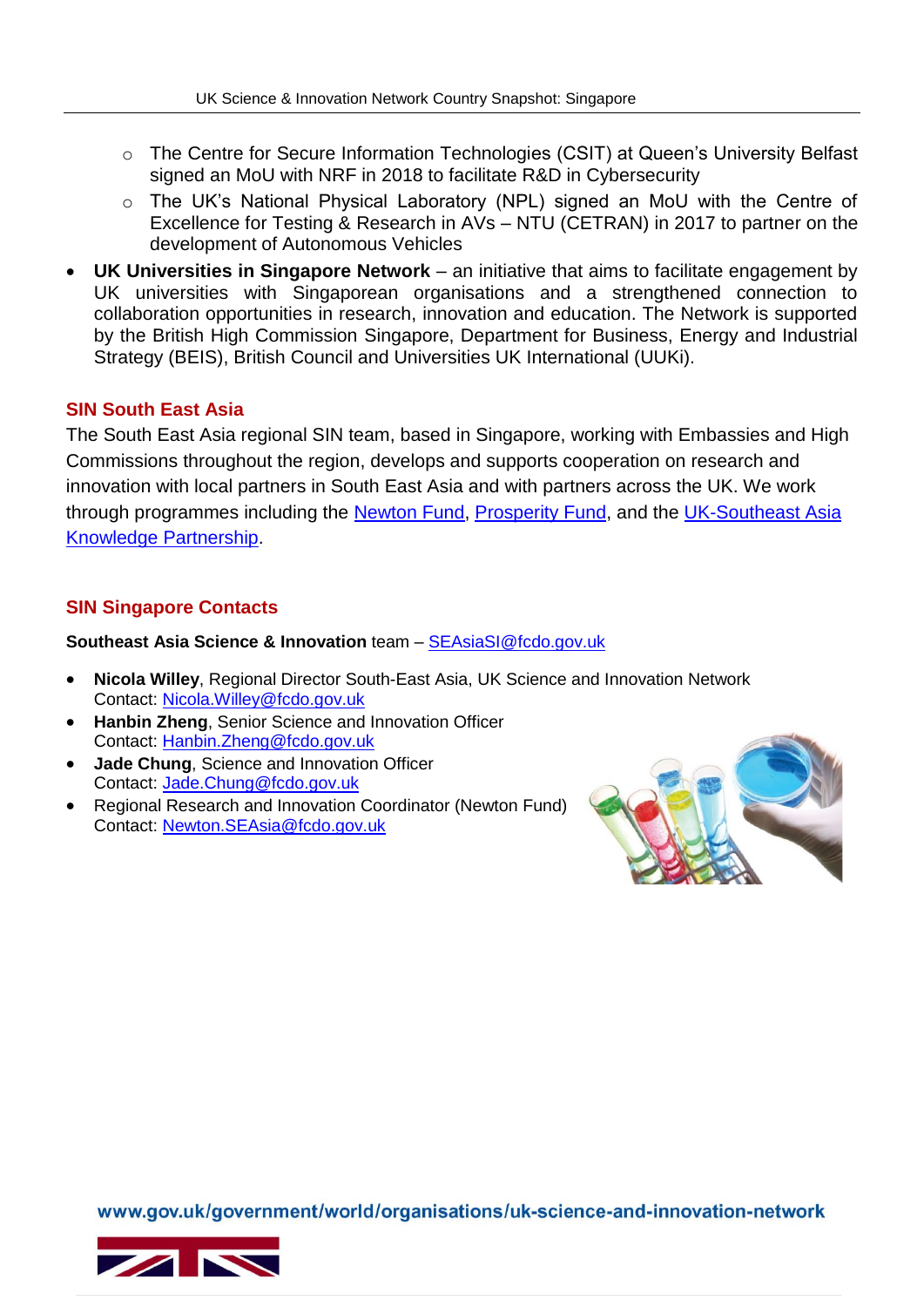- The Centre for Secure Information Technologies (CSIT) at Queen's University Belfast signed an MoU with NRF in 2018 to facilitate R&D in Cybersecurity
    - The UK's National Physical Laboratory (NPL) signed an MoU with the Centre of Excellence for Testing & Research in AVs – NTU (CETRAN) in 2017 to partner on the development of Autonomous Vehicles
- **UK Universities in Singapore Network** – an initiative that aims to facilitate engagement by UK universities with Singaporean organisations and a strengthened connection to collaboration opportunities in research, innovation and education. The Network is supported by the British High Commission Singapore, Department for Business, Energy and Industrial Strategy (BEIS), British Council and Universities UK International (UUKi).

## SIN South East Asia

The South East Asia regional SIN team, based in Singapore, working with Embassies and High Commissions throughout the region, develops and supports cooperation on research and innovation with local partners in South East Asia and with partners across the UK. We work through programmes including the Newton Fund, Prosperity Fund, and the UK-Southeast Asia Knowledge Partnership.

## SIN Singapore Contacts

**Southeast Asia Science & Innovation** team – SEAsiaSI@fcdo.gov.uk

- **Nicola Willey**, Regional Director South-East Asia, UK Science and Innovation Network
  Contact: Nicola.Willey@fcdo.gov.uk
- **Hanbin Zheng**, Senior Science and Innovation Officer
  Contact: Hanbin.Zheng@fcdo.gov.uk
- **Jade Chung**, Science and Innovation Officer
  Contact: Jade.Chung@fcdo.gov.uk
- Regional Research and Innovation Coordinator (Newton Fund)
  Contact: Newton.SEAsia@fcdo.gov.uk

www.gov.uk/government/world/organisations/uk-science-and-innovation-network